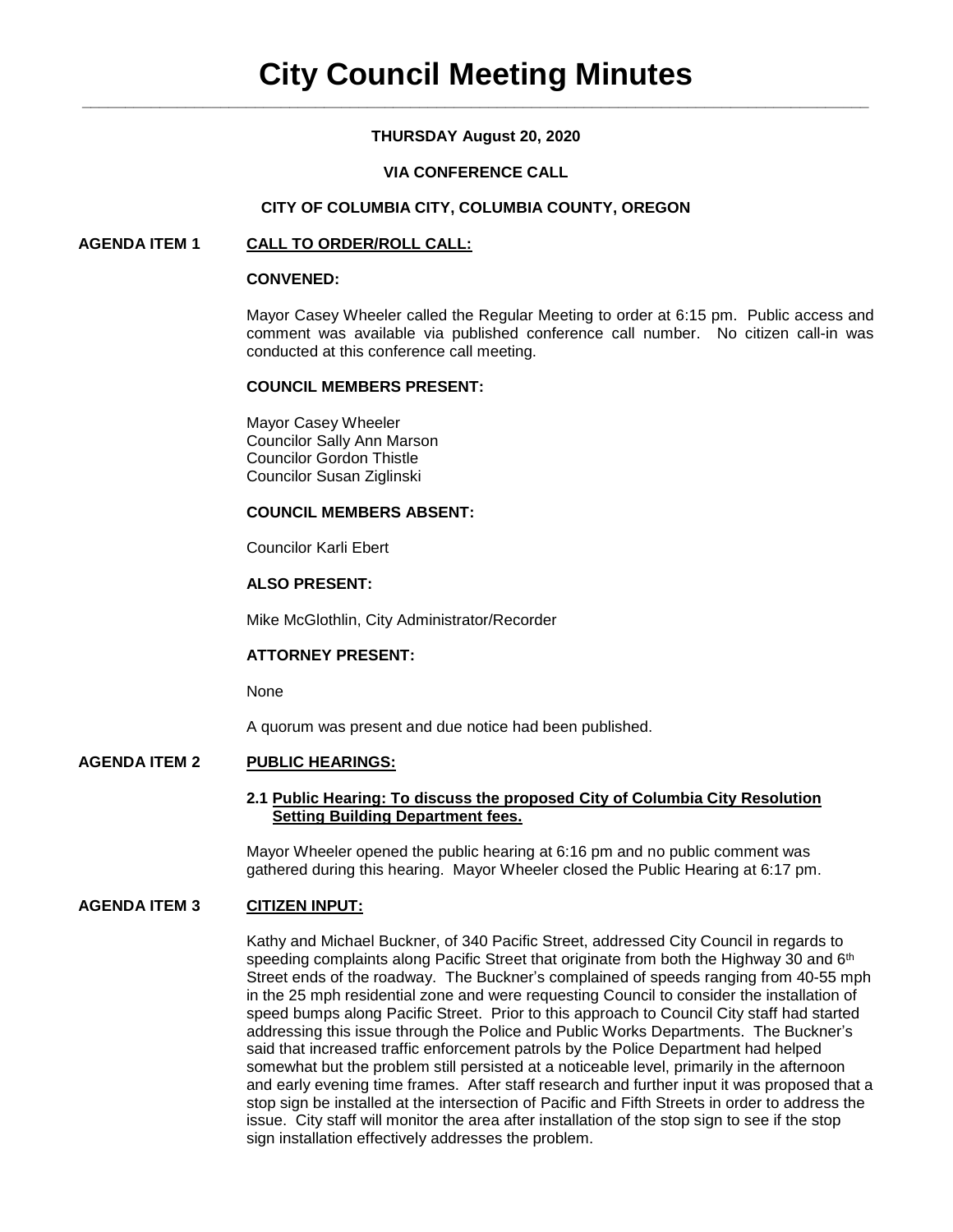# City Council Meeting Minutes

**THURSDAY August 20, 2020**

**VIA CONFERENCE CALL**

**CITY OF COLUMBIA CITY, COLUMBIA COUNTY, OREGON**

**AGENDA ITEM 1 CALL TO ORDER/ROLL CALL:**

**CONVENED:**

Mayor Casey Wheeler called the Regular Meeting to order at 6:15 pm. Public access and comment was available via published conference call number. No citizen call-in was conducted at this conference call meeting.

**COUNCIL MEMBERS PRESENT:**

Mayor Casey Wheeler
Councilor Sally Ann Marson
Councilor Gordon Thistle
Councilor Susan Ziglinski

**COUNCIL MEMBERS ABSENT:**

Councilor Karli Ebert

**ALSO PRESENT:**

Mike McGlothlin, City Administrator/Recorder

**ATTORNEY PRESENT:**

None

A quorum was present and due notice had been published.

**AGENDA ITEM 2 PUBLIC HEARINGS:**

**2.1 Public Hearing: To discuss the proposed City of Columbia City Resolution Setting Building Department fees.**

Mayor Wheeler opened the public hearing at 6:16 pm and no public comment was gathered during this hearing. Mayor Wheeler closed the Public Hearing at 6:17 pm.

**AGENDA ITEM 3 CITIZEN INPUT:**

Kathy and Michael Buckner, of 340 Pacific Street, addressed City Council in regards to speeding complaints along Pacific Street that originate from both the Highway 30 and 6th Street ends of the roadway. The Buckner's complained of speeds ranging from 40-55 mph in the 25 mph residential zone and were requesting Council to consider the installation of speed bumps along Pacific Street. Prior to this approach to Council City staff had started addressing this issue through the Police and Public Works Departments. The Buckner's said that increased traffic enforcement patrols by the Police Department had helped somewhat but the problem still persisted at a noticeable level, primarily in the afternoon and early evening time frames. After staff research and further input it was proposed that a stop sign be installed at the intersection of Pacific and Fifth Streets in order to address the issue. City staff will monitor the area after installation of the stop sign to see if the stop sign installation effectively addresses the problem.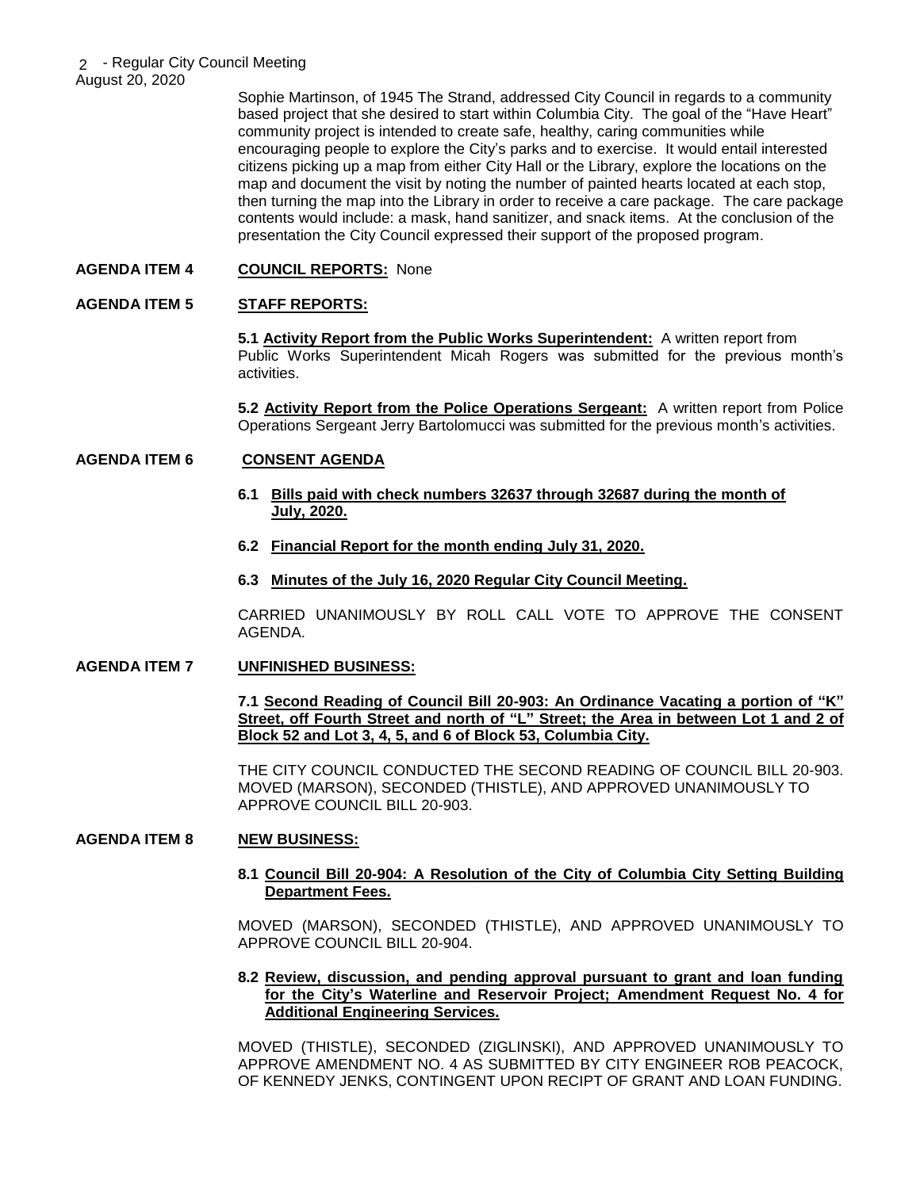Sophie Martinson, of 1945 The Strand, addressed City Council in regards to a community based project that she desired to start within Columbia City. The goal of the "Have Heart" community project is intended to create safe, healthy, caring communities while encouraging people to explore the City's parks and to exercise. It would entail interested citizens picking up a map from either City Hall or the Library, explore the locations on the map and document the visit by noting the number of painted hearts located at each stop, then turning the map into the Library in order to receive a care package. The care package contents would include: a mask, hand sanitizer, and snack items. At the conclusion of the presentation the City Council expressed their support of the proposed program.

**AGENDA ITEM 4 COUNCIL REPORTS:** None

**AGENDA ITEM 5 STAFF REPORTS:**

**5.1 Activity Report from the Public Works Superintendent:** A written report from Public Works Superintendent Micah Rogers was submitted for the previous month's activities.

**5.2 Activity Report from the Police Operations Sergeant:** A written report from Police Operations Sergeant Jerry Bartolomucci was submitted for the previous month's activities.

**AGENDA ITEM 6 CONSENT AGENDA**

**6.1 Bills paid with check numbers 32637 through 32687 during the month of July, 2020.**

**6.2 Financial Report for the month ending July 31, 2020.**

**6.3 Minutes of the July 16, 2020 Regular City Council Meeting.**

CARRIED UNANIMOUSLY BY ROLL CALL VOTE TO APPROVE THE CONSENT AGENDA.

**AGENDA ITEM 7 UNFINISHED BUSINESS:**

**7.1 Second Reading of Council Bill 20-903: An Ordinance Vacating a portion of "K" Street, off Fourth Street and north of "L" Street; the Area in between Lot 1 and 2 of Block 52 and Lot 3, 4, 5, and 6 of Block 53, Columbia City.**

THE CITY COUNCIL CONDUCTED THE SECOND READING OF COUNCIL BILL 20-903. MOVED (MARSON), SECONDED (THISTLE), AND APPROVED UNANIMOUSLY TO APPROVE COUNCIL BILL 20-903.

**AGENDA ITEM 8 NEW BUSINESS:**

**8.1 Council Bill 20-904: A Resolution of the City of Columbia City Setting Building Department Fees.**

MOVED (MARSON), SECONDED (THISTLE), AND APPROVED UNANIMOUSLY TO APPROVE COUNCIL BILL 20-904.

**8.2 Review, discussion, and pending approval pursuant to grant and loan funding for the City's Waterline and Reservoir Project; Amendment Request No. 4 for Additional Engineering Services.**

MOVED (THISTLE), SECONDED (ZIGLINSKI), AND APPROVED UNANIMOUSLY TO APPROVE AMENDMENT NO. 4 AS SUBMITTED BY CITY ENGINEER ROB PEACOCK, OF KENNEDY JENKS, CONTINGENT UPON RECIPT OF GRANT AND LOAN FUNDING.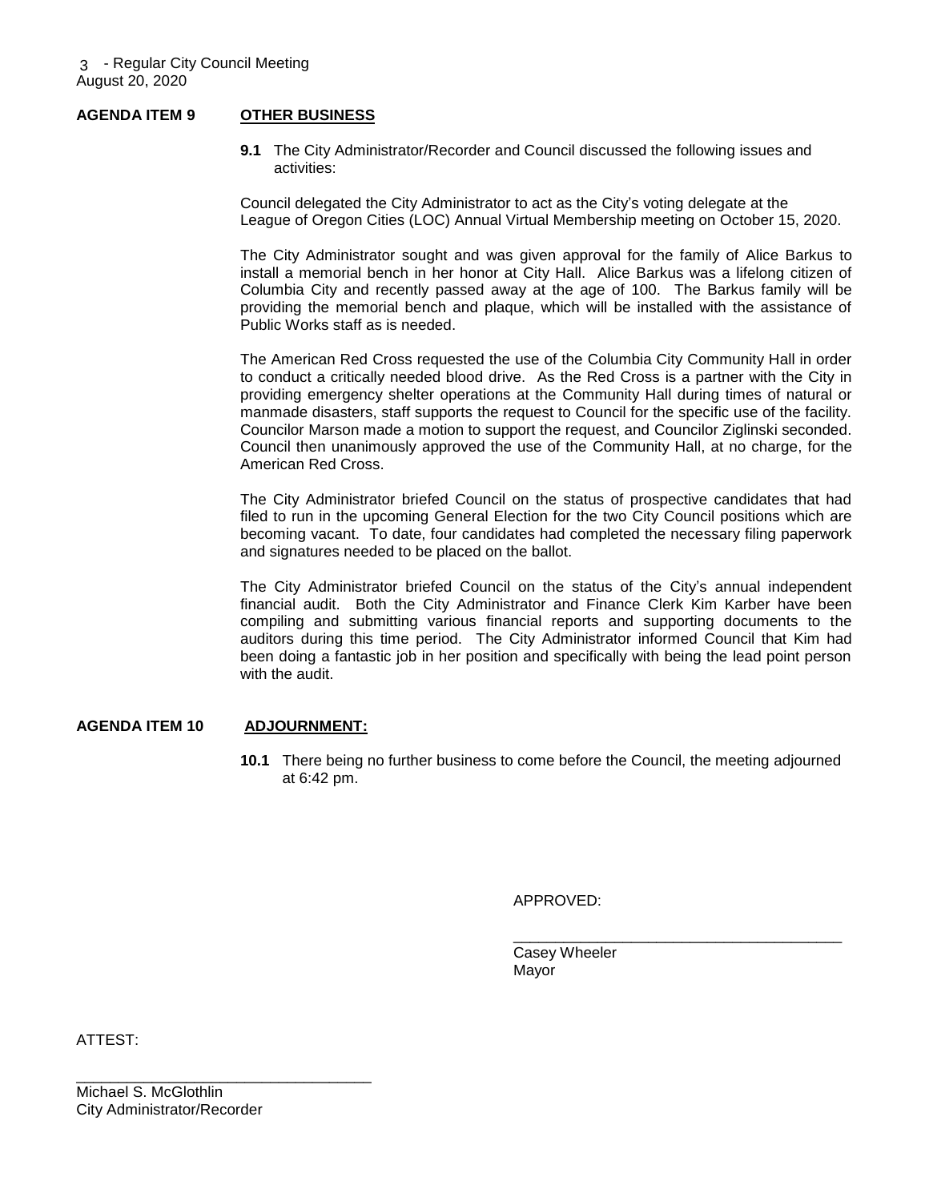**AGENDA ITEM 9 OTHER BUSINESS**

**9.1** The City Administrator/Recorder and Council discussed the following issues and activities:

Council delegated the City Administrator to act as the City's voting delegate at the League of Oregon Cities (LOC) Annual Virtual Membership meeting on October 15, 2020.

The City Administrator sought and was given approval for the family of Alice Barkus to install a memorial bench in her honor at City Hall. Alice Barkus was a lifelong citizen of Columbia City and recently passed away at the age of 100. The Barkus family will be providing the memorial bench and plaque, which will be installed with the assistance of Public Works staff as is needed.

The American Red Cross requested the use of the Columbia City Community Hall in order to conduct a critically needed blood drive. As the Red Cross is a partner with the City in providing emergency shelter operations at the Community Hall during times of natural or manmade disasters, staff supports the request to Council for the specific use of the facility. Councilor Marson made a motion to support the request, and Councilor Ziglinski seconded. Council then unanimously approved the use of the Community Hall, at no charge, for the American Red Cross.

The City Administrator briefed Council on the status of prospective candidates that had filed to run in the upcoming General Election for the two City Council positions which are becoming vacant. To date, four candidates had completed the necessary filing paperwork and signatures needed to be placed on the ballot.

The City Administrator briefed Council on the status of the City's annual independent financial audit. Both the City Administrator and Finance Clerk Kim Karber have been compiling and submitting various financial reports and supporting documents to the auditors during this time period. The City Administrator informed Council that Kim had been doing a fantastic job in her position and specifically with being the lead point person with the audit.

**AGENDA ITEM 10 ADJOURNMENT:**

**10.1** There being no further business to come before the Council, the meeting adjourned at 6:42 pm.

APPROVED:

\_\_\_\_\_\_\_\_\_\_\_\_\_\_\_\_\_\_\_\_\_\_\_\_\_\_\_\_\_\_\_\_\_\_\_\_\_\_\_\_
Casey Wheeler
Mayor

ATTEST:

\_\_\_\_\_\_\_\_\_\_\_\_\_\_\_\_\_\_\_\_\_\_\_\_\_\_\_\_\_\_\_\_\_\_\_\_
Michael S. McGlothlin
City Administrator/Recorder